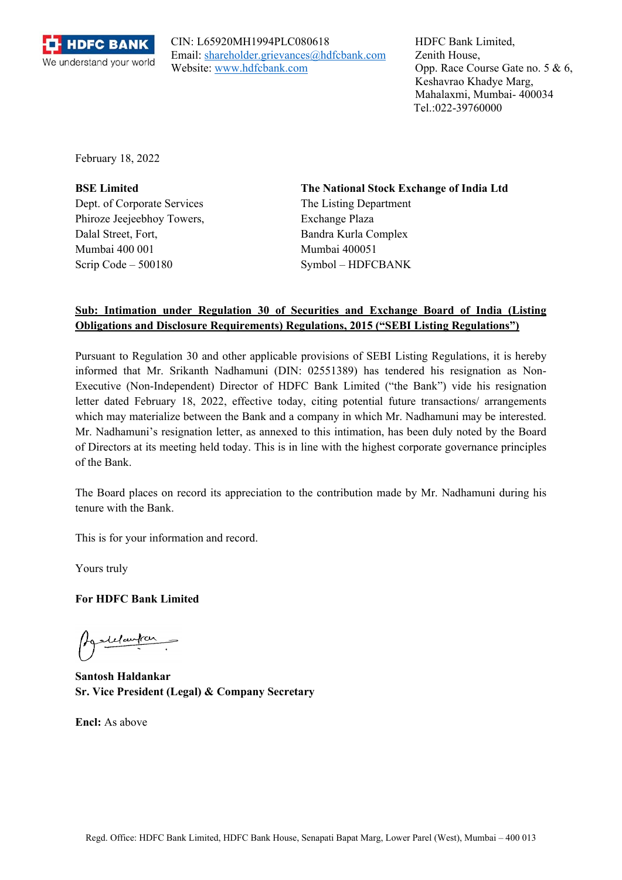**HDFC BANK**
We understand your world

CIN: L65920MH1994PLC080618
Email: shareholder.grievances@hdfcbank.com
Website: www.hdfcbank.com

HDFC Bank Limited,
Zenith House,
Opp. Race Course Gate no. 5 & 6,
Keshavrao Khadye Marg,
Mahalaxmi, Mumbai- 400034
Tel.:022-39760000

February 18, 2022

**BSE Limited**
Dept. of Corporate Services
Phiroze Jeejeebhoy Towers,
Dalal Street, Fort,
Mumbai 400 001
Scrip Code – 500180

**The National Stock Exchange of India Ltd**
The Listing Department
Exchange Plaza
Bandra Kurla Complex
Mumbai 400051
Symbol – HDFCBANK

**Sub: Intimation under Regulation 30 of Securities and Exchange Board of India (Listing Obligations and Disclosure Requirements) Regulations, 2015 ("SEBI Listing Regulations")**

Pursuant to Regulation 30 and other applicable provisions of SEBI Listing Regulations, it is hereby informed that Mr. Srikanth Nadhamuni (DIN: 02551389) has tendered his resignation as Non-Executive (Non-Independent) Director of HDFC Bank Limited ("the Bank") vide his resignation letter dated February 18, 2022, effective today, citing potential future transactions/ arrangements which may materialize between the Bank and a company in which Mr. Nadhamuni may be interested. Mr. Nadhamuni's resignation letter, as annexed to this intimation, has been duly noted by the Board of Directors at its meeting held today. This is in line with the highest corporate governance principles of the Bank.

The Board places on record its appreciation to the contribution made by Mr. Nadhamuni during his tenure with the Bank.

This is for your information and record.

Yours truly

**For HDFC Bank Limited**

**Santosh Haldankar**
**Sr. Vice President (Legal) & Company Secretary**

**Encl:** As above

Regd. Office: HDFC Bank Limited, HDFC Bank House, Senapati Bapat Marg, Lower Parel (West), Mumbai – 400 013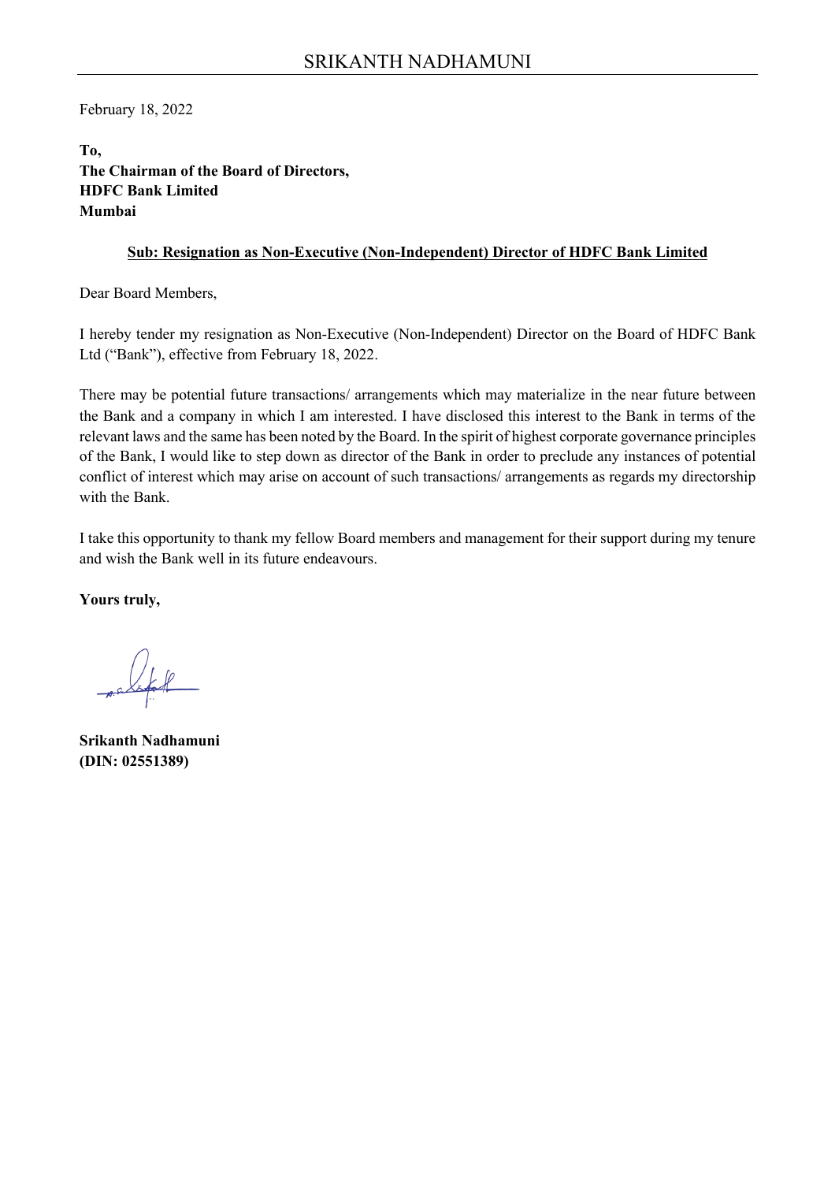# SRIKANTH NADHAMUNI

February 18, 2022

**To,**
**The Chairman of the Board of Directors,**
**HDFC Bank Limited**
**Mumbai**

**Sub: Resignation as Non-Executive (Non-Independent) Director of HDFC Bank Limited**

Dear Board Members,

I hereby tender my resignation as Non-Executive (Non-Independent) Director on the Board of HDFC Bank Ltd ("Bank"), effective from February 18, 2022.

There may be potential future transactions/ arrangements which may materialize in the near future between the Bank and a company in which I am interested. I have disclosed this interest to the Bank in terms of the relevant laws and the same has been noted by the Board. In the spirit of highest corporate governance principles of the Bank, I would like to step down as director of the Bank in order to preclude any instances of potential conflict of interest which may arise on account of such transactions/ arrangements as regards my directorship with the Bank.

I take this opportunity to thank my fellow Board members and management for their support during my tenure and wish the Bank well in its future endeavours.

**Yours truly,**

**Srikanth Nadhamuni**
**(DIN: 02551389)**